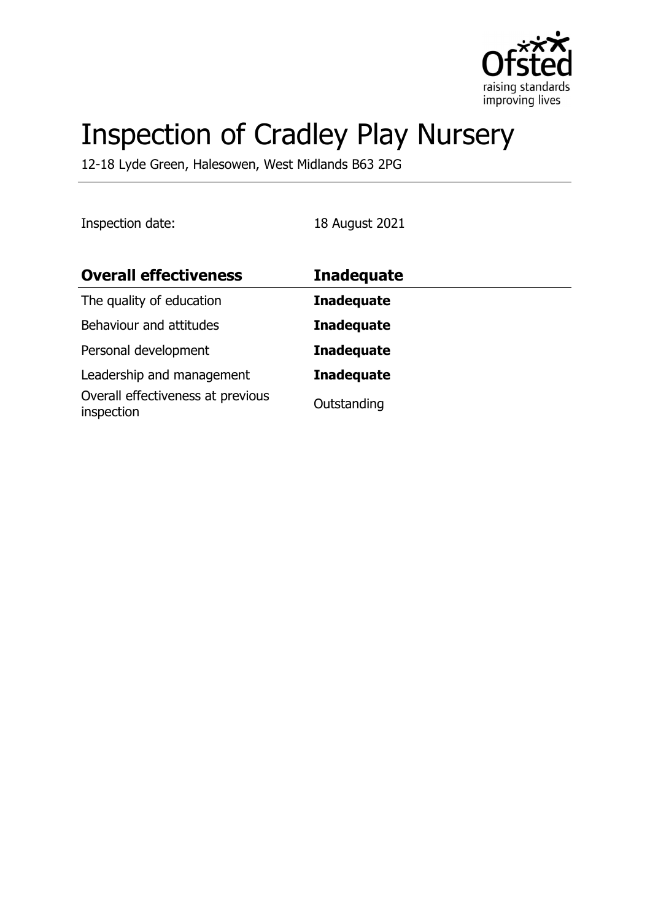# Inspection of Cradley Play Nursery

12-18 Lyde Green, Halesowen, West Midlands B63 2PG

Inspection date: 18 August 2021

| **Overall effectiveness** | **Inadequate** |
| --- | --- |
| The quality of education | **Inadequate** |
| Behaviour and attitudes | **Inadequate** |
| Personal development | **Inadequate** |
| Leadership and management | **Inadequate** |
| Overall effectiveness at previous inspection | Outstanding |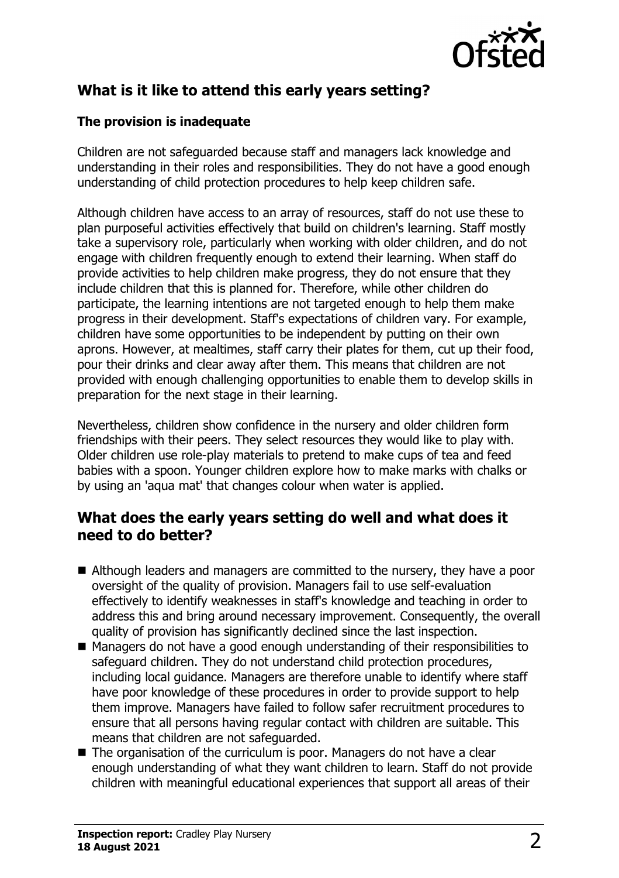## What is it like to attend this early years setting?

### The provision is inadequate

Children are not safeguarded because staff and managers lack knowledge and understanding in their roles and responsibilities. They do not have a good enough understanding of child protection procedures to help keep children safe.

Although children have access to an array of resources, staff do not use these to plan purposeful activities effectively that build on children's learning. Staff mostly take a supervisory role, particularly when working with older children, and do not engage with children frequently enough to extend their learning. When staff do provide activities to help children make progress, they do not ensure that they include children that this is planned for. Therefore, while other children do participate, the learning intentions are not targeted enough to help them make progress in their development. Staff's expectations of children vary. For example, children have some opportunities to be independent by putting on their own aprons. However, at mealtimes, staff carry their plates for them, cut up their food, pour their drinks and clear away after them. This means that children are not provided with enough challenging opportunities to enable them to develop skills in preparation for the next stage in their learning.

Nevertheless, children show confidence in the nursery and older children form friendships with their peers. They select resources they would like to play with. Older children use role-play materials to pretend to make cups of tea and feed babies with a spoon. Younger children explore how to make marks with chalks or by using an 'aqua mat' that changes colour when water is applied.

## What does the early years setting do well and what does it need to do better?

- Although leaders and managers are committed to the nursery, they have a poor oversight of the quality of provision. Managers fail to use self-evaluation effectively to identify weaknesses in staff's knowledge and teaching in order to address this and bring around necessary improvement. Consequently, the overall quality of provision has significantly declined since the last inspection.
- Managers do not have a good enough understanding of their responsibilities to safeguard children. They do not understand child protection procedures, including local guidance. Managers are therefore unable to identify where staff have poor knowledge of these procedures in order to provide support to help them improve. Managers have failed to follow safer recruitment procedures to ensure that all persons having regular contact with children are suitable. This means that children are not safeguarded.
- The organisation of the curriculum is poor. Managers do not have a clear enough understanding of what they want children to learn. Staff do not provide children with meaningful educational experiences that support all areas of their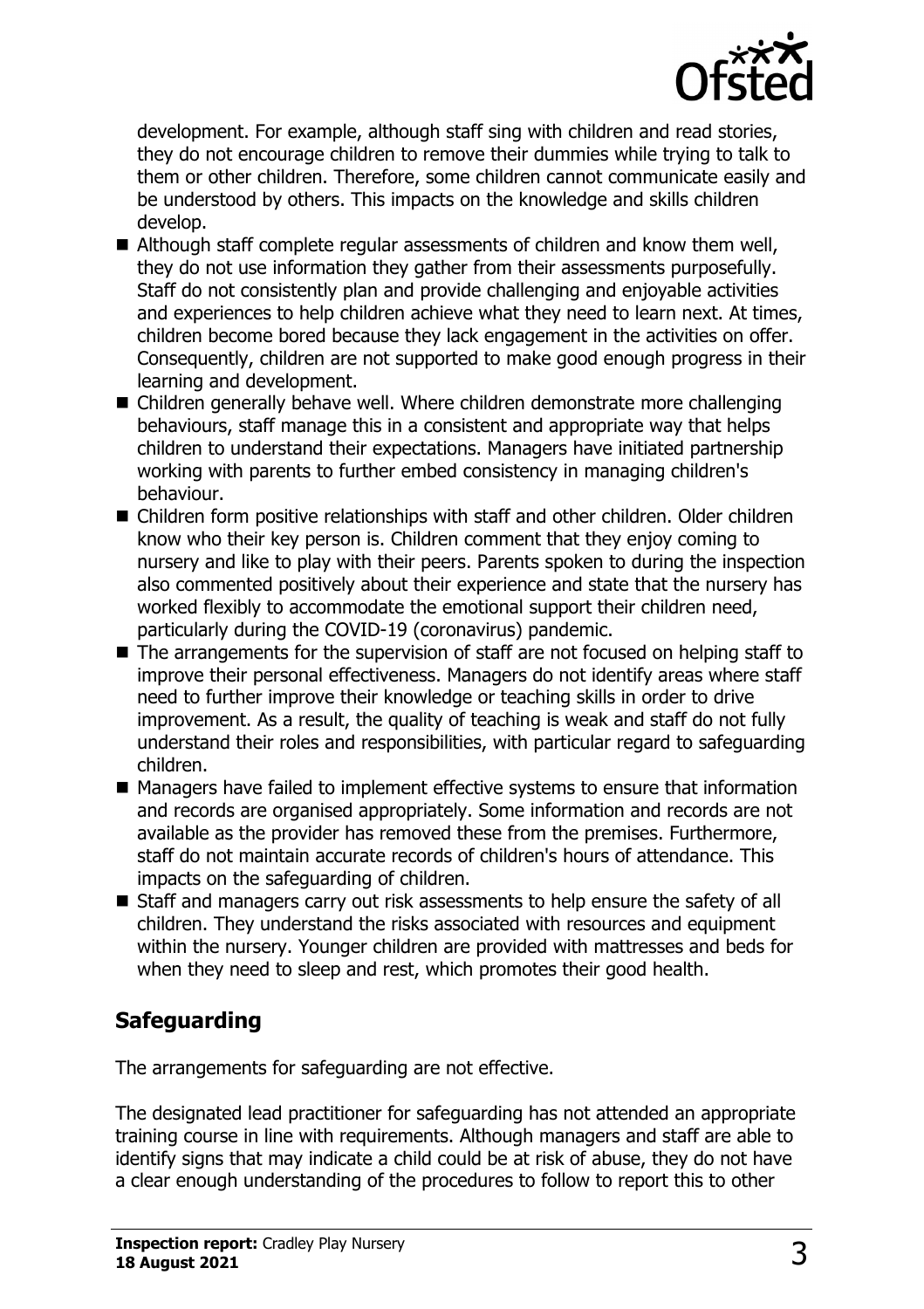development. For example, although staff sing with children and read stories, they do not encourage children to remove their dummies while trying to talk to them or other children. Therefore, some children cannot communicate easily and be understood by others. This impacts on the knowledge and skills children develop.

- Although staff complete regular assessments of children and know them well, they do not use information they gather from their assessments purposefully. Staff do not consistently plan and provide challenging and enjoyable activities and experiences to help children achieve what they need to learn next. At times, children become bored because they lack engagement in the activities on offer. Consequently, children are not supported to make good enough progress in their learning and development.
- Children generally behave well. Where children demonstrate more challenging behaviours, staff manage this in a consistent and appropriate way that helps children to understand their expectations. Managers have initiated partnership working with parents to further embed consistency in managing children's behaviour.
- Children form positive relationships with staff and other children. Older children know who their key person is. Children comment that they enjoy coming to nursery and like to play with their peers. Parents spoken to during the inspection also commented positively about their experience and state that the nursery has worked flexibly to accommodate the emotional support their children need, particularly during the COVID-19 (coronavirus) pandemic.
- The arrangements for the supervision of staff are not focused on helping staff to improve their personal effectiveness. Managers do not identify areas where staff need to further improve their knowledge or teaching skills in order to drive improvement. As a result, the quality of teaching is weak and staff do not fully understand their roles and responsibilities, with particular regard to safeguarding children.
- Managers have failed to implement effective systems to ensure that information and records are organised appropriately. Some information and records are not available as the provider has removed these from the premises. Furthermore, staff do not maintain accurate records of children's hours of attendance. This impacts on the safeguarding of children.
- Staff and managers carry out risk assessments to help ensure the safety of all children. They understand the risks associated with resources and equipment within the nursery. Younger children are provided with mattresses and beds for when they need to sleep and rest, which promotes their good health.

## Safeguarding

The arrangements for safeguarding are not effective.

The designated lead practitioner for safeguarding has not attended an appropriate training course in line with requirements. Although managers and staff are able to identify signs that may indicate a child could be at risk of abuse, they do not have a clear enough understanding of the procedures to follow to report this to other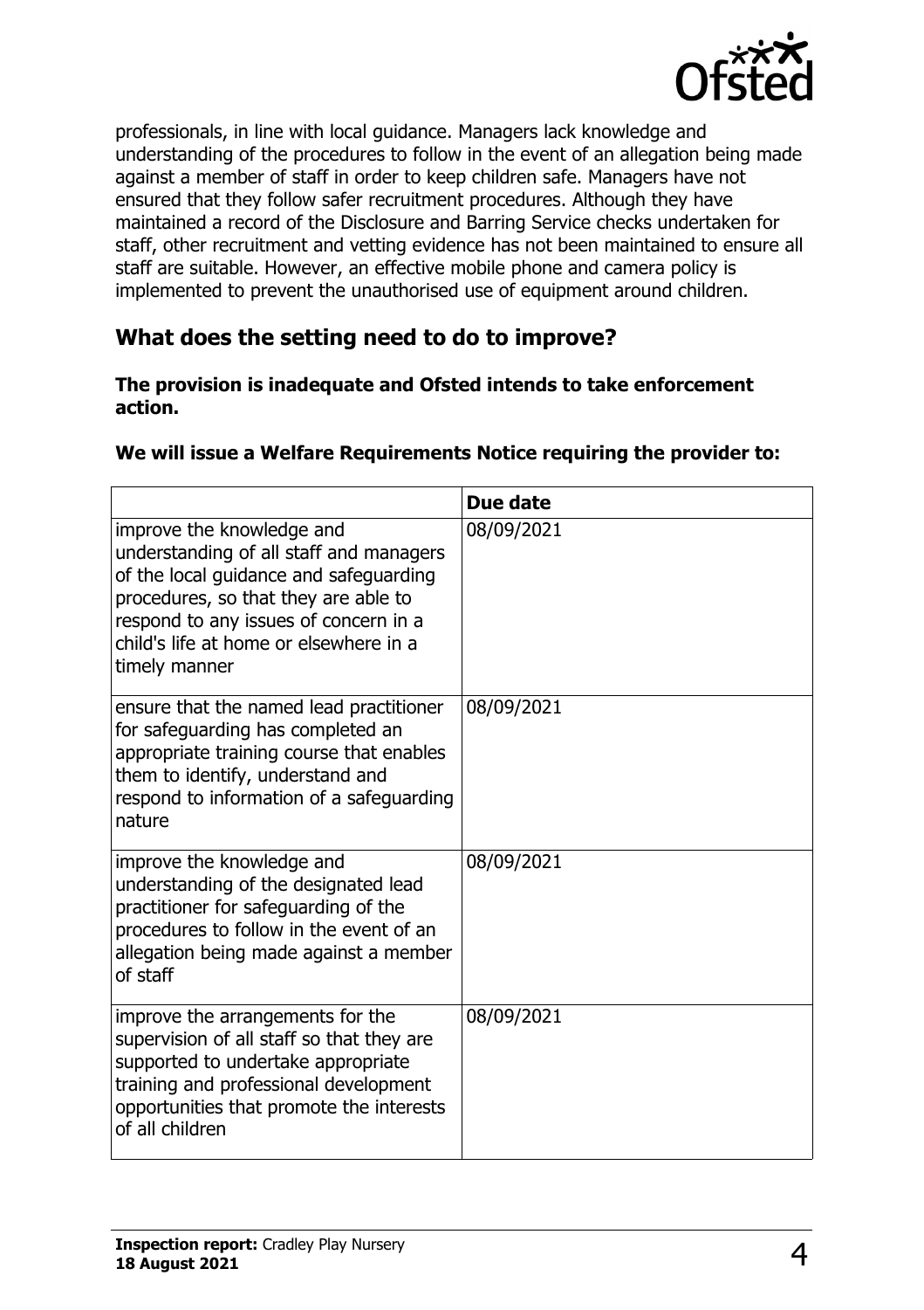professionals, in line with local guidance. Managers lack knowledge and understanding of the procedures to follow in the event of an allegation being made against a member of staff in order to keep children safe. Managers have not ensured that they follow safer recruitment procedures. Although they have maintained a record of the Disclosure and Barring Service checks undertaken for staff, other recruitment and vetting evidence has not been maintained to ensure all staff are suitable. However, an effective mobile phone and camera policy is implemented to prevent the unauthorised use of equipment around children.

## What does the setting need to do to improve?

**The provision is inadequate and Ofsted intends to take enforcement action.**

**We will issue a Welfare Requirements Notice requiring the provider to:**

| | Due date |
|---|---|
| improve the knowledge and understanding of all staff and managers of the local guidance and safeguarding procedures, so that they are able to respond to any issues of concern in a child's life at home or elsewhere in a timely manner | 08/09/2021 |
| ensure that the named lead practitioner for safeguarding has completed an appropriate training course that enables them to identify, understand and respond to information of a safeguarding nature | 08/09/2021 |
| improve the knowledge and understanding of the designated lead practitioner for safeguarding of the procedures to follow in the event of an allegation being made against a member of staff | 08/09/2021 |
| improve the arrangements for the supervision of all staff so that they are supported to undertake appropriate training and professional development opportunities that promote the interests of all children | 08/09/2021 |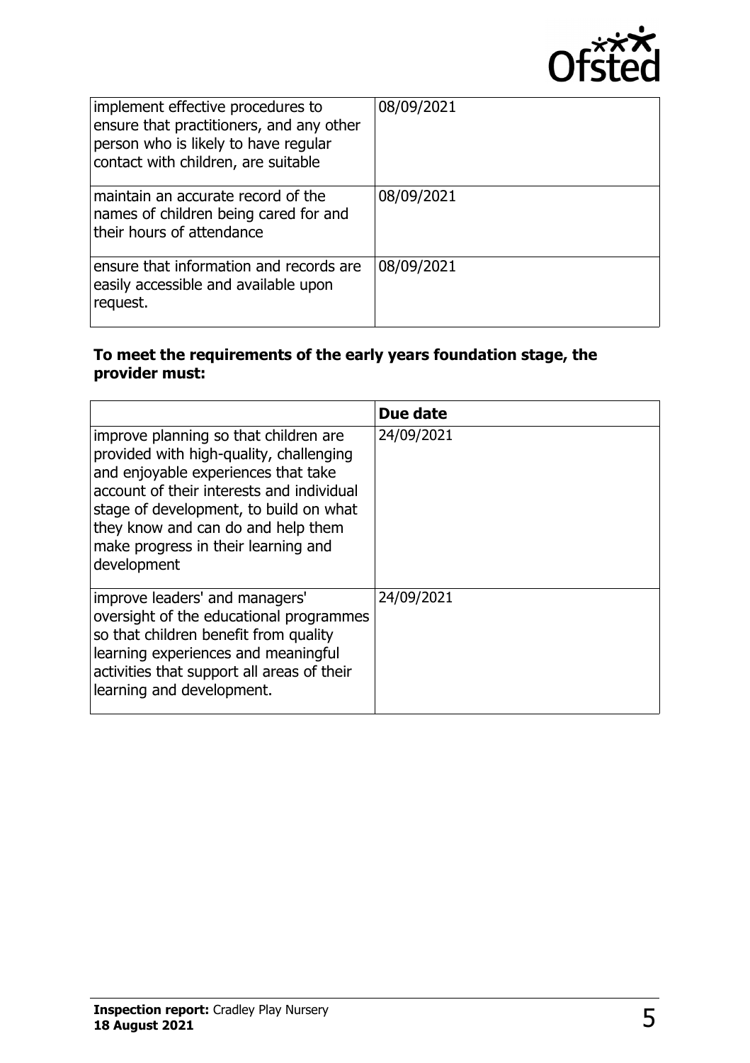| | |
|---|---|
| implement effective procedures to ensure that practitioners, and any other person who is likely to have regular contact with children, are suitable | 08/09/2021 |
| maintain an accurate record of the names of children being cared for and their hours of attendance | 08/09/2021 |
| ensure that information and records are easily accessible and available upon request. | 08/09/2021 |

**To meet the requirements of the early years foundation stage, the provider must:**

| | Due date |
|---|---|
| improve planning so that children are provided with high-quality, challenging and enjoyable experiences that take account of their interests and individual stage of development, to build on what they know and can do and help them make progress in their learning and development | 24/09/2021 |
| improve leaders' and managers' oversight of the educational programmes so that children benefit from quality learning experiences and meaningful activities that support all areas of their learning and development. | 24/09/2021 |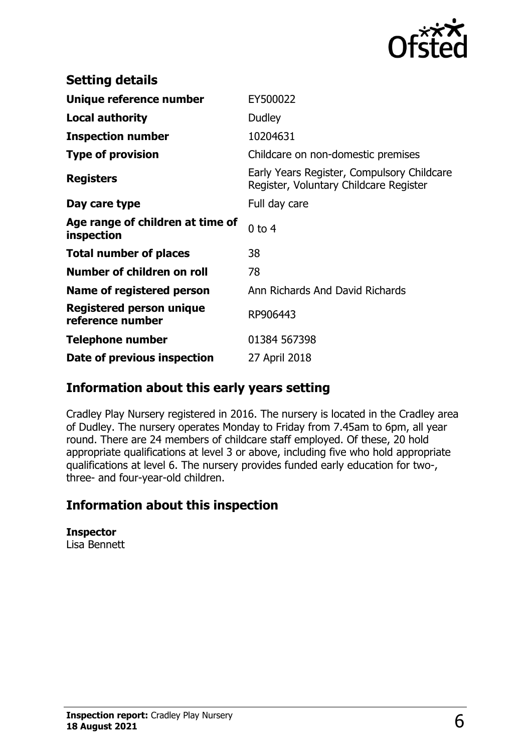## Setting details

| | |
|---|---|
| **Unique reference number** | EY500022 |
| **Local authority** | Dudley |
| **Inspection number** | 10204631 |
| **Type of provision** | Childcare on non-domestic premises |
| **Registers** | Early Years Register, Compulsory Childcare Register, Voluntary Childcare Register |
| **Day care type** | Full day care |
| **Age range of children at time of inspection** | 0 to 4 |
| **Total number of places** | 38 |
| **Number of children on roll** | 78 |
| **Name of registered person** | Ann Richards And David Richards |
| **Registered person unique reference number** | RP906443 |
| **Telephone number** | 01384 567398 |
| **Date of previous inspection** | 27 April 2018 |

## Information about this early years setting

Cradley Play Nursery registered in 2016. The nursery is located in the Cradley area of Dudley. The nursery operates Monday to Friday from 7.45am to 6pm, all year round. There are 24 members of childcare staff employed. Of these, 20 hold appropriate qualifications at level 3 or above, including five who hold appropriate qualifications at level 6. The nursery provides funded early education for two-, three- and four-year-old children.

## Information about this inspection

**Inspector**
Lisa Bennett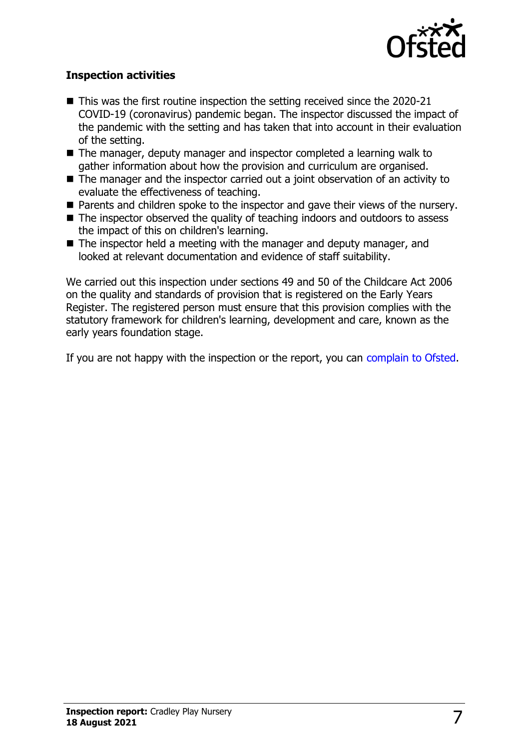### Inspection activities

- This was the first routine inspection the setting received since the 2020-21 COVID-19 (coronavirus) pandemic began. The inspector discussed the impact of the pandemic with the setting and has taken that into account in their evaluation of the setting.
- The manager, deputy manager and inspector completed a learning walk to gather information about how the provision and curriculum are organised.
- The manager and the inspector carried out a joint observation of an activity to evaluate the effectiveness of teaching.
- Parents and children spoke to the inspector and gave their views of the nursery.
- The inspector observed the quality of teaching indoors and outdoors to assess the impact of this on children's learning.
- The inspector held a meeting with the manager and deputy manager, and looked at relevant documentation and evidence of staff suitability.

We carried out this inspection under sections 49 and 50 of the Childcare Act 2006 on the quality and standards of provision that is registered on the Early Years Register. The registered person must ensure that this provision complies with the statutory framework for children's learning, development and care, known as the early years foundation stage.

If you are not happy with the inspection or the report, you can complain to Ofsted.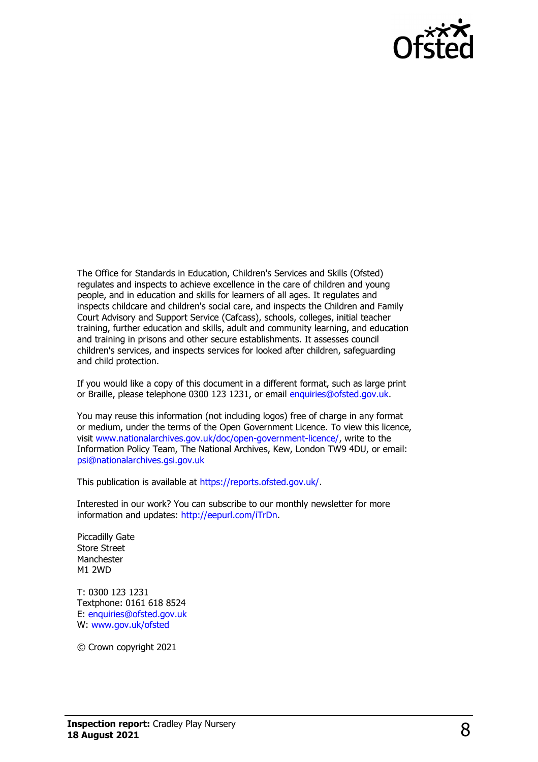The Office for Standards in Education, Children's Services and Skills (Ofsted) regulates and inspects to achieve excellence in the care of children and young people, and in education and skills for learners of all ages. It regulates and inspects childcare and children's social care, and inspects the Children and Family Court Advisory and Support Service (Cafcass), schools, colleges, initial teacher training, further education and skills, adult and community learning, and education and training in prisons and other secure establishments. It assesses council children's services, and inspects services for looked after children, safeguarding and child protection.

If you would like a copy of this document in a different format, such as large print or Braille, please telephone 0300 123 1231, or email enquiries@ofsted.gov.uk.

You may reuse this information (not including logos) free of charge in any format or medium, under the terms of the Open Government Licence. To view this licence, visit www.nationalarchives.gov.uk/doc/open-government-licence/, write to the Information Policy Team, The National Archives, Kew, London TW9 4DU, or email: psi@nationalarchives.gsi.gov.uk

This publication is available at https://reports.ofsted.gov.uk/.

Interested in our work? You can subscribe to our monthly newsletter for more information and updates: http://eepurl.com/iTrDn.

Piccadilly Gate
Store Street
Manchester
M1 2WD

T: 0300 123 1231
Textphone: 0161 618 8524
E: enquiries@ofsted.gov.uk
W: www.gov.uk/ofsted

© Crown copyright 2021